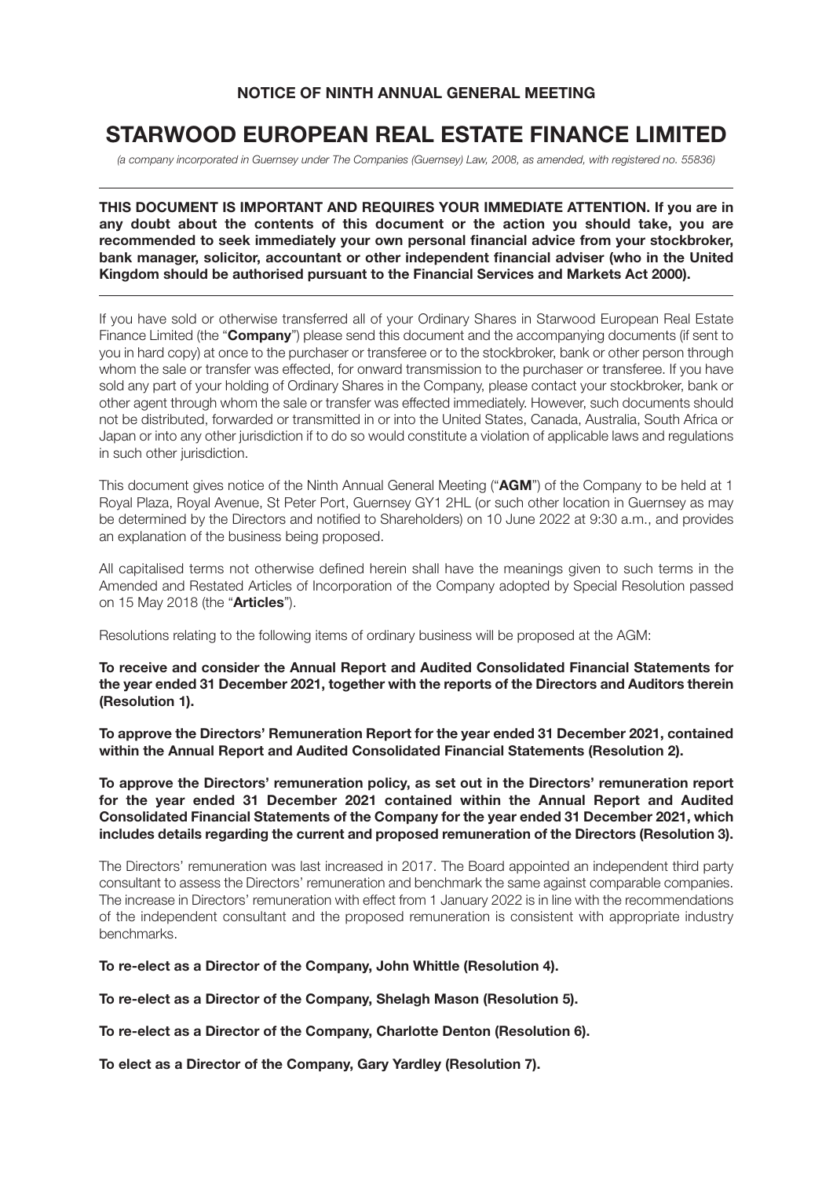**NOTICE OF NINTH ANNUAL GENERAL MEETING**

# STARWOOD EUROPEAN REAL ESTATE FINANCE LIMITED

*(a company incorporated in Guernsey under The Companies (Guernsey) Law, 2008, as amended, with registered no. 55836)*

---

**THIS DOCUMENT IS IMPORTANT AND REQUIRES YOUR IMMEDIATE ATTENTION. If you are in any doubt about the contents of this document or the action you should take, you are recommended to seek immediately your own personal financial advice from your stockbroker, bank manager, solicitor, accountant or other independent financial adviser (who in the United Kingdom should be authorised pursuant to the Financial Services and Markets Act 2000).**

---

If you have sold or otherwise transferred all of your Ordinary Shares in Starwood European Real Estate Finance Limited (the "**Company**") please send this document and the accompanying documents (if sent to you in hard copy) at once to the purchaser or transferee or to the stockbroker, bank or other person through whom the sale or transfer was effected, for onward transmission to the purchaser or transferee. If you have sold any part of your holding of Ordinary Shares in the Company, please contact your stockbroker, bank or other agent through whom the sale or transfer was effected immediately. However, such documents should not be distributed, forwarded or transmitted in or into the United States, Canada, Australia, South Africa or Japan or into any other jurisdiction if to do so would constitute a violation of applicable laws and regulations in such other jurisdiction.

This document gives notice of the Ninth Annual General Meeting ("**AGM**") of the Company to be held at 1 Royal Plaza, Royal Avenue, St Peter Port, Guernsey GY1 2HL (or such other location in Guernsey as may be determined by the Directors and notified to Shareholders) on 10 June 2022 at 9:30 a.m., and provides an explanation of the business being proposed.

All capitalised terms not otherwise defined herein shall have the meanings given to such terms in the Amended and Restated Articles of Incorporation of the Company adopted by Special Resolution passed on 15 May 2018 (the "**Articles**").

Resolutions relating to the following items of ordinary business will be proposed at the AGM:

**To receive and consider the Annual Report and Audited Consolidated Financial Statements for the year ended 31 December 2021, together with the reports of the Directors and Auditors therein (Resolution 1).**

**To approve the Directors' Remuneration Report for the year ended 31 December 2021, contained within the Annual Report and Audited Consolidated Financial Statements (Resolution 2).**

**To approve the Directors' remuneration policy, as set out in the Directors' remuneration report for the year ended 31 December 2021 contained within the Annual Report and Audited Consolidated Financial Statements of the Company for the year ended 31 December 2021, which includes details regarding the current and proposed remuneration of the Directors (Resolution 3).**

The Directors' remuneration was last increased in 2017. The Board appointed an independent third party consultant to assess the Directors' remuneration and benchmark the same against comparable companies. The increase in Directors' remuneration with effect from 1 January 2022 is in line with the recommendations of the independent consultant and the proposed remuneration is consistent with appropriate industry benchmarks.

**To re-elect as a Director of the Company, John Whittle (Resolution 4).**

**To re-elect as a Director of the Company, Shelagh Mason (Resolution 5).**

**To re-elect as a Director of the Company, Charlotte Denton (Resolution 6).**

**To elect as a Director of the Company, Gary Yardley (Resolution 7).**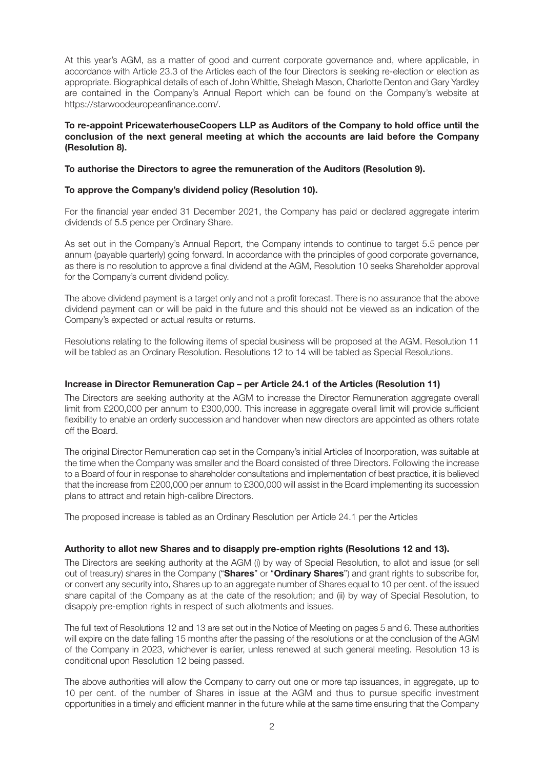At this year's AGM, as a matter of good and current corporate governance and, where applicable, in accordance with Article 23.3 of the Articles each of the four Directors is seeking re-election or election as appropriate. Biographical details of each of John Whittle, Shelagh Mason, Charlotte Denton and Gary Yardley are contained in the Company's Annual Report which can be found on the Company's website at https://starwoodeuropeanfinance.com/.

**To re-appoint PricewaterhouseCoopers LLP as Auditors of the Company to hold office until the conclusion of the next general meeting at which the accounts are laid before the Company (Resolution 8).**

**To authorise the Directors to agree the remuneration of the Auditors (Resolution 9).**

**To approve the Company's dividend policy (Resolution 10).**

For the financial year ended 31 December 2021, the Company has paid or declared aggregate interim dividends of 5.5 pence per Ordinary Share.

As set out in the Company's Annual Report, the Company intends to continue to target 5.5 pence per annum (payable quarterly) going forward. In accordance with the principles of good corporate governance, as there is no resolution to approve a final dividend at the AGM, Resolution 10 seeks Shareholder approval for the Company's current dividend policy.

The above dividend payment is a target only and not a profit forecast. There is no assurance that the above dividend payment can or will be paid in the future and this should not be viewed as an indication of the Company's expected or actual results or returns.

Resolutions relating to the following items of special business will be proposed at the AGM. Resolution 11 will be tabled as an Ordinary Resolution. Resolutions 12 to 14 will be tabled as Special Resolutions.

**Increase in Director Remuneration Cap – per Article 24.1 of the Articles (Resolution 11)**

The Directors are seeking authority at the AGM to increase the Director Remuneration aggregate overall limit from £200,000 per annum to £300,000. This increase in aggregate overall limit will provide sufficient flexibility to enable an orderly succession and handover when new directors are appointed as others rotate off the Board.

The original Director Remuneration cap set in the Company's initial Articles of Incorporation, was suitable at the time when the Company was smaller and the Board consisted of three Directors. Following the increase to a Board of four in response to shareholder consultations and implementation of best practice, it is believed that the increase from £200,000 per annum to £300,000 will assist in the Board implementing its succession plans to attract and retain high-calibre Directors.

The proposed increase is tabled as an Ordinary Resolution per Article 24.1 per the Articles

**Authority to allot new Shares and to disapply pre-emption rights (Resolutions 12 and 13).**

The Directors are seeking authority at the AGM (i) by way of Special Resolution, to allot and issue (or sell out of treasury) shares in the Company ("**Shares**" or "**Ordinary Shares**") and grant rights to subscribe for, or convert any security into, Shares up to an aggregate number of Shares equal to 10 per cent. of the issued share capital of the Company as at the date of the resolution; and (ii) by way of Special Resolution, to disapply pre-emption rights in respect of such allotments and issues.

The full text of Resolutions 12 and 13 are set out in the Notice of Meeting on pages 5 and 6. These authorities will expire on the date falling 15 months after the passing of the resolutions or at the conclusion of the AGM of the Company in 2023, whichever is earlier, unless renewed at such general meeting. Resolution 13 is conditional upon Resolution 12 being passed.

The above authorities will allow the Company to carry out one or more tap issuances, in aggregate, up to 10 per cent. of the number of Shares in issue at the AGM and thus to pursue specific investment opportunities in a timely and efficient manner in the future while at the same time ensuring that the Company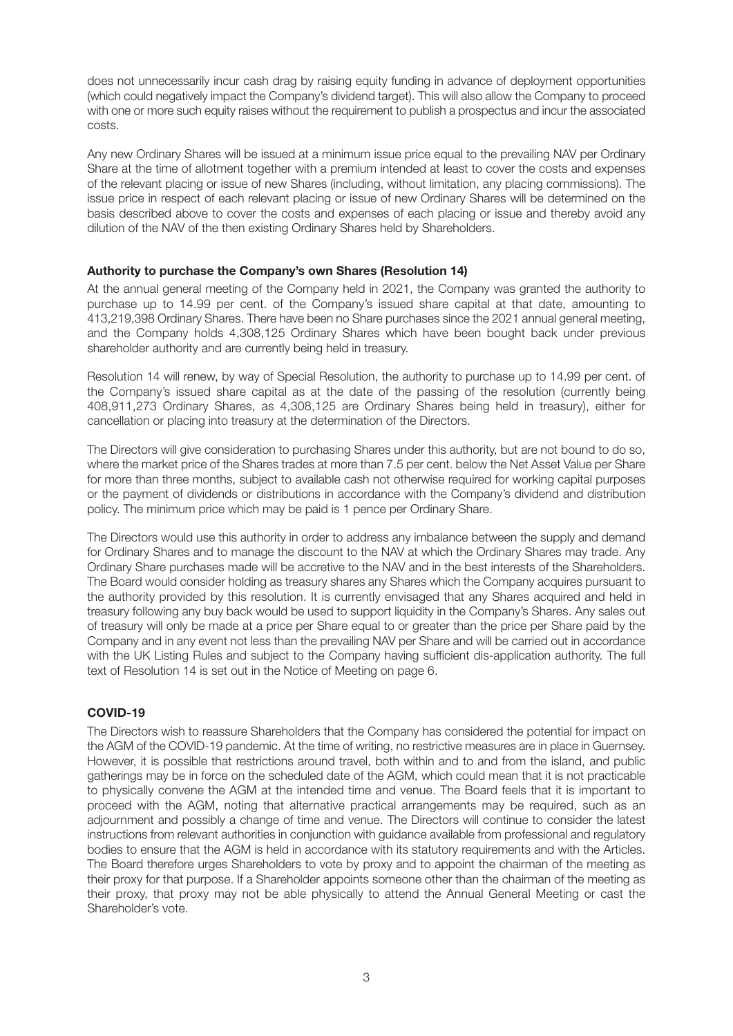does not unnecessarily incur cash drag by raising equity funding in advance of deployment opportunities (which could negatively impact the Company's dividend target). This will also allow the Company to proceed with one or more such equity raises without the requirement to publish a prospectus and incur the associated costs.

Any new Ordinary Shares will be issued at a minimum issue price equal to the prevailing NAV per Ordinary Share at the time of allotment together with a premium intended at least to cover the costs and expenses of the relevant placing or issue of new Shares (including, without limitation, any placing commissions). The issue price in respect of each relevant placing or issue of new Ordinary Shares will be determined on the basis described above to cover the costs and expenses of each placing or issue and thereby avoid any dilution of the NAV of the then existing Ordinary Shares held by Shareholders.

**Authority to purchase the Company's own Shares (Resolution 14)**

At the annual general meeting of the Company held in 2021, the Company was granted the authority to purchase up to 14.99 per cent. of the Company's issued share capital at that date, amounting to 413,219,398 Ordinary Shares. There have been no Share purchases since the 2021 annual general meeting, and the Company holds 4,308,125 Ordinary Shares which have been bought back under previous shareholder authority and are currently being held in treasury.

Resolution 14 will renew, by way of Special Resolution, the authority to purchase up to 14.99 per cent. of the Company's issued share capital as at the date of the passing of the resolution (currently being 408,911,273 Ordinary Shares, as 4,308,125 are Ordinary Shares being held in treasury), either for cancellation or placing into treasury at the determination of the Directors.

The Directors will give consideration to purchasing Shares under this authority, but are not bound to do so, where the market price of the Shares trades at more than 7.5 per cent. below the Net Asset Value per Share for more than three months, subject to available cash not otherwise required for working capital purposes or the payment of dividends or distributions in accordance with the Company's dividend and distribution policy. The minimum price which may be paid is 1 pence per Ordinary Share.

The Directors would use this authority in order to address any imbalance between the supply and demand for Ordinary Shares and to manage the discount to the NAV at which the Ordinary Shares may trade. Any Ordinary Share purchases made will be accretive to the NAV and in the best interests of the Shareholders. The Board would consider holding as treasury shares any Shares which the Company acquires pursuant to the authority provided by this resolution. It is currently envisaged that any Shares acquired and held in treasury following any buy back would be used to support liquidity in the Company's Shares. Any sales out of treasury will only be made at a price per Share equal to or greater than the price per Share paid by the Company and in any event not less than the prevailing NAV per Share and will be carried out in accordance with the UK Listing Rules and subject to the Company having sufficient dis-application authority. The full text of Resolution 14 is set out in the Notice of Meeting on page 6.

**COVID-19**

The Directors wish to reassure Shareholders that the Company has considered the potential for impact on the AGM of the COVID-19 pandemic. At the time of writing, no restrictive measures are in place in Guernsey. However, it is possible that restrictions around travel, both within and to and from the island, and public gatherings may be in force on the scheduled date of the AGM, which could mean that it is not practicable to physically convene the AGM at the intended time and venue. The Board feels that it is important to proceed with the AGM, noting that alternative practical arrangements may be required, such as an adjournment and possibly a change of time and venue. The Directors will continue to consider the latest instructions from relevant authorities in conjunction with guidance available from professional and regulatory bodies to ensure that the AGM is held in accordance with its statutory requirements and with the Articles. The Board therefore urges Shareholders to vote by proxy and to appoint the chairman of the meeting as their proxy for that purpose. If a Shareholder appoints someone other than the chairman of the meeting as their proxy, that proxy may not be able physically to attend the Annual General Meeting or cast the Shareholder's vote.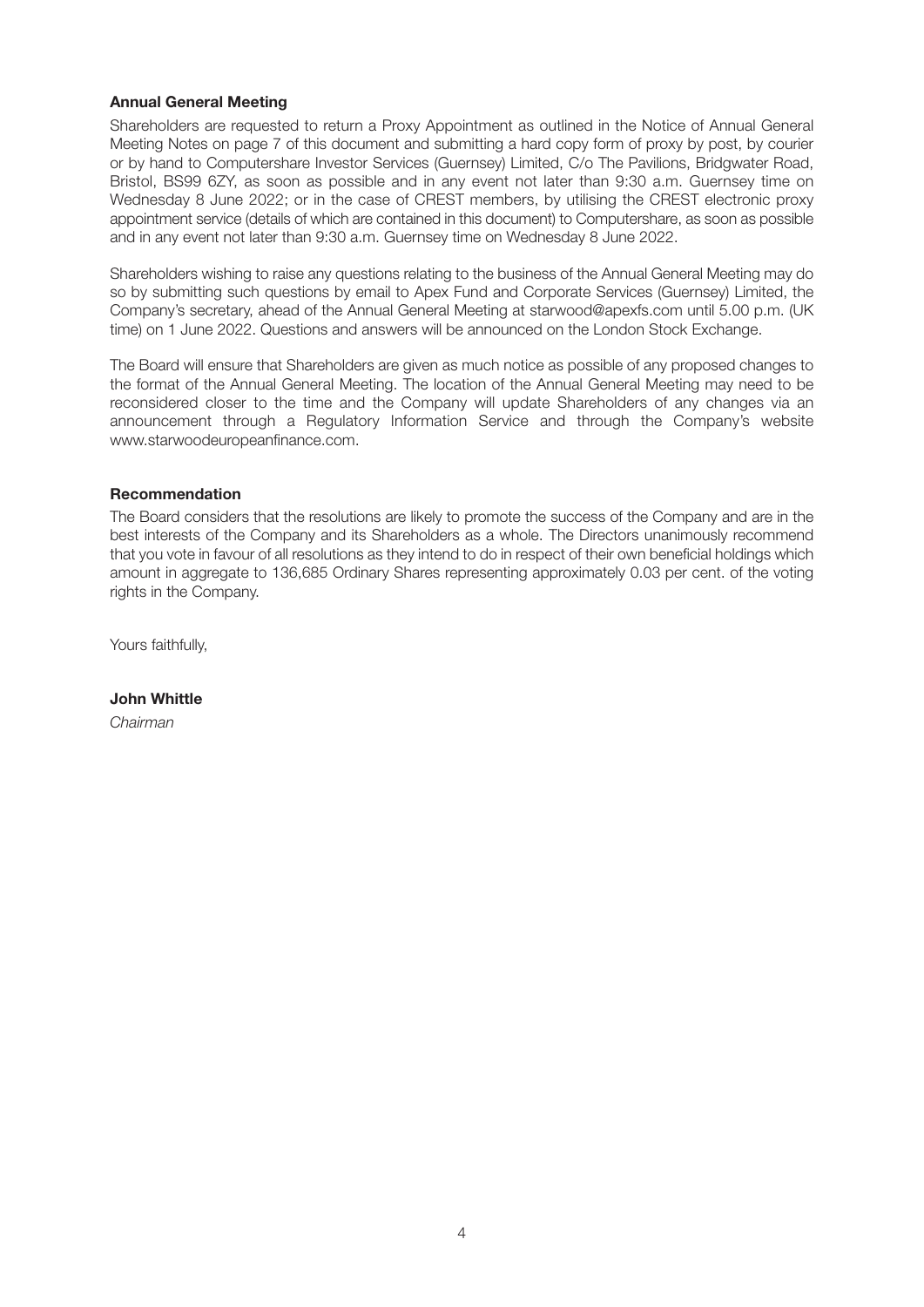### Annual General Meeting

Shareholders are requested to return a Proxy Appointment as outlined in the Notice of Annual General Meeting Notes on page 7 of this document and submitting a hard copy form of proxy by post, by courier or by hand to Computershare Investor Services (Guernsey) Limited, C/o The Pavilions, Bridgwater Road, Bristol, BS99 6ZY, as soon as possible and in any event not later than 9:30 a.m. Guernsey time on Wednesday 8 June 2022; or in the case of CREST members, by utilising the CREST electronic proxy appointment service (details of which are contained in this document) to Computershare, as soon as possible and in any event not later than 9:30 a.m. Guernsey time on Wednesday 8 June 2022.

Shareholders wishing to raise any questions relating to the business of the Annual General Meeting may do so by submitting such questions by email to Apex Fund and Corporate Services (Guernsey) Limited, the Company's secretary, ahead of the Annual General Meeting at starwood@apexfs.com until 5.00 p.m. (UK time) on 1 June 2022. Questions and answers will be announced on the London Stock Exchange.

The Board will ensure that Shareholders are given as much notice as possible of any proposed changes to the format of the Annual General Meeting. The location of the Annual General Meeting may need to be reconsidered closer to the time and the Company will update Shareholders of any changes via an announcement through a Regulatory Information Service and through the Company's website www.starwoodeuropeanfinance.com.

### Recommendation

The Board considers that the resolutions are likely to promote the success of the Company and are in the best interests of the Company and its Shareholders as a whole. The Directors unanimously recommend that you vote in favour of all resolutions as they intend to do in respect of their own beneficial holdings which amount in aggregate to 136,685 Ordinary Shares representing approximately 0.03 per cent. of the voting rights in the Company.

Yours faithfully,

**John Whittle**

*Chairman*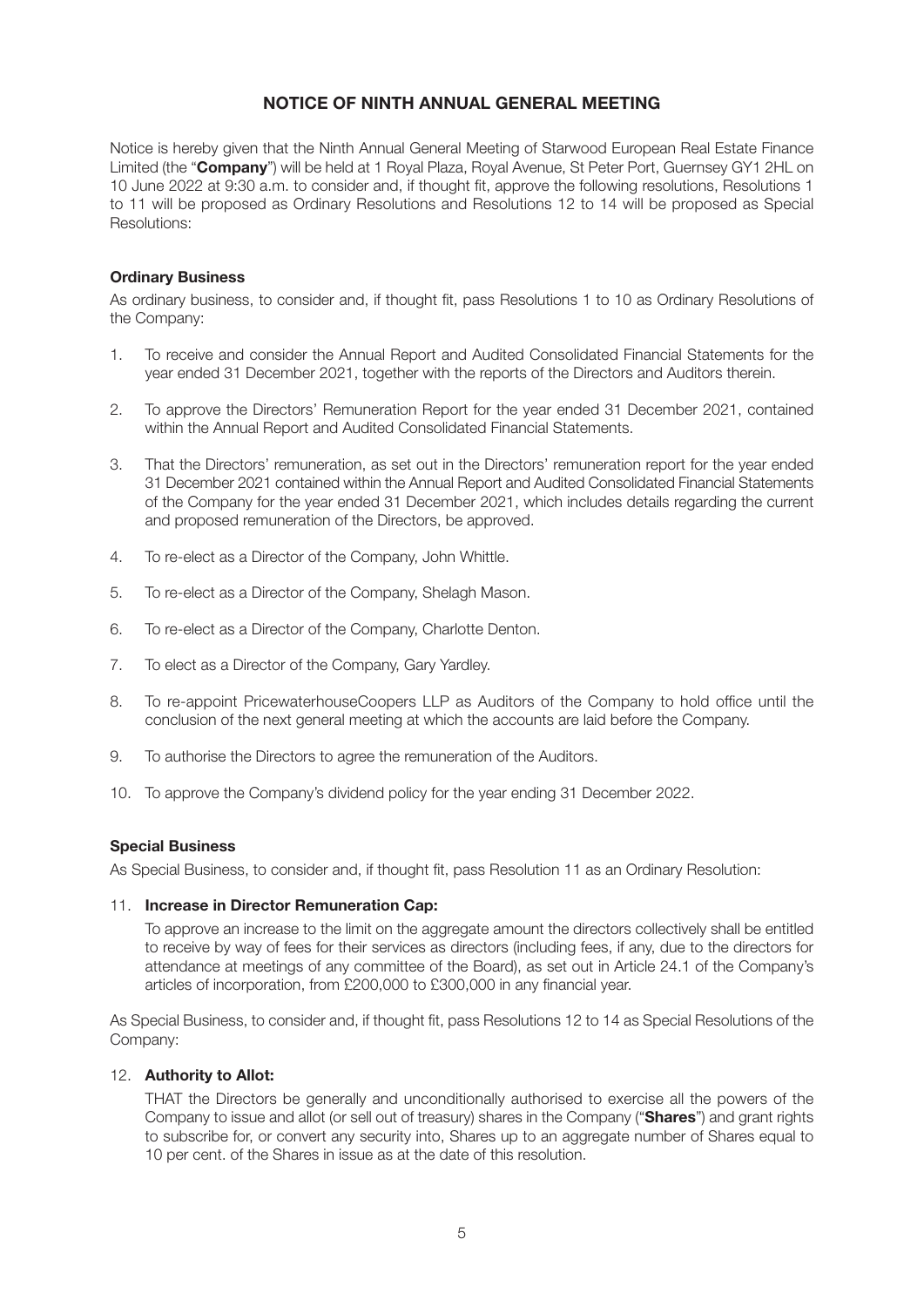# NOTICE OF NINTH ANNUAL GENERAL MEETING

Notice is hereby given that the Ninth Annual General Meeting of Starwood European Real Estate Finance Limited (the "**Company**") will be held at 1 Royal Plaza, Royal Avenue, St Peter Port, Guernsey GY1 2HL on 10 June 2022 at 9:30 a.m. to consider and, if thought fit, approve the following resolutions, Resolutions 1 to 11 will be proposed as Ordinary Resolutions and Resolutions 12 to 14 will be proposed as Special Resolutions:

### Ordinary Business

As ordinary business, to consider and, if thought fit, pass Resolutions 1 to 10 as Ordinary Resolutions of the Company:

1. To receive and consider the Annual Report and Audited Consolidated Financial Statements for the year ended 31 December 2021, together with the reports of the Directors and Auditors therein.
2. To approve the Directors' Remuneration Report for the year ended 31 December 2021, contained within the Annual Report and Audited Consolidated Financial Statements.
3. That the Directors' remuneration, as set out in the Directors' remuneration report for the year ended 31 December 2021 contained within the Annual Report and Audited Consolidated Financial Statements of the Company for the year ended 31 December 2021, which includes details regarding the current and proposed remuneration of the Directors, be approved.
4. To re-elect as a Director of the Company, John Whittle.
5. To re-elect as a Director of the Company, Shelagh Mason.
6. To re-elect as a Director of the Company, Charlotte Denton.
7. To elect as a Director of the Company, Gary Yardley.
8. To re-appoint PricewaterhouseCoopers LLP as Auditors of the Company to hold office until the conclusion of the next general meeting at which the accounts are laid before the Company.
9. To authorise the Directors to agree the remuneration of the Auditors.
10. To approve the Company's dividend policy for the year ending 31 December 2022.

### Special Business

As Special Business, to consider and, if thought fit, pass Resolution 11 as an Ordinary Resolution:

11. **Increase in Director Remuneration Cap:**

    To approve an increase to the limit on the aggregate amount the directors collectively shall be entitled to receive by way of fees for their services as directors (including fees, if any, due to the directors for attendance at meetings of any committee of the Board), as set out in Article 24.1 of the Company's articles of incorporation, from £200,000 to £300,000 in any financial year.

As Special Business, to consider and, if thought fit, pass Resolutions 12 to 14 as Special Resolutions of the Company:

12. **Authority to Allot:**

    THAT the Directors be generally and unconditionally authorised to exercise all the powers of the Company to issue and allot (or sell out of treasury) shares in the Company ("**Shares**") and grant rights to subscribe for, or convert any security into, Shares up to an aggregate number of Shares equal to 10 per cent. of the Shares in issue as at the date of this resolution.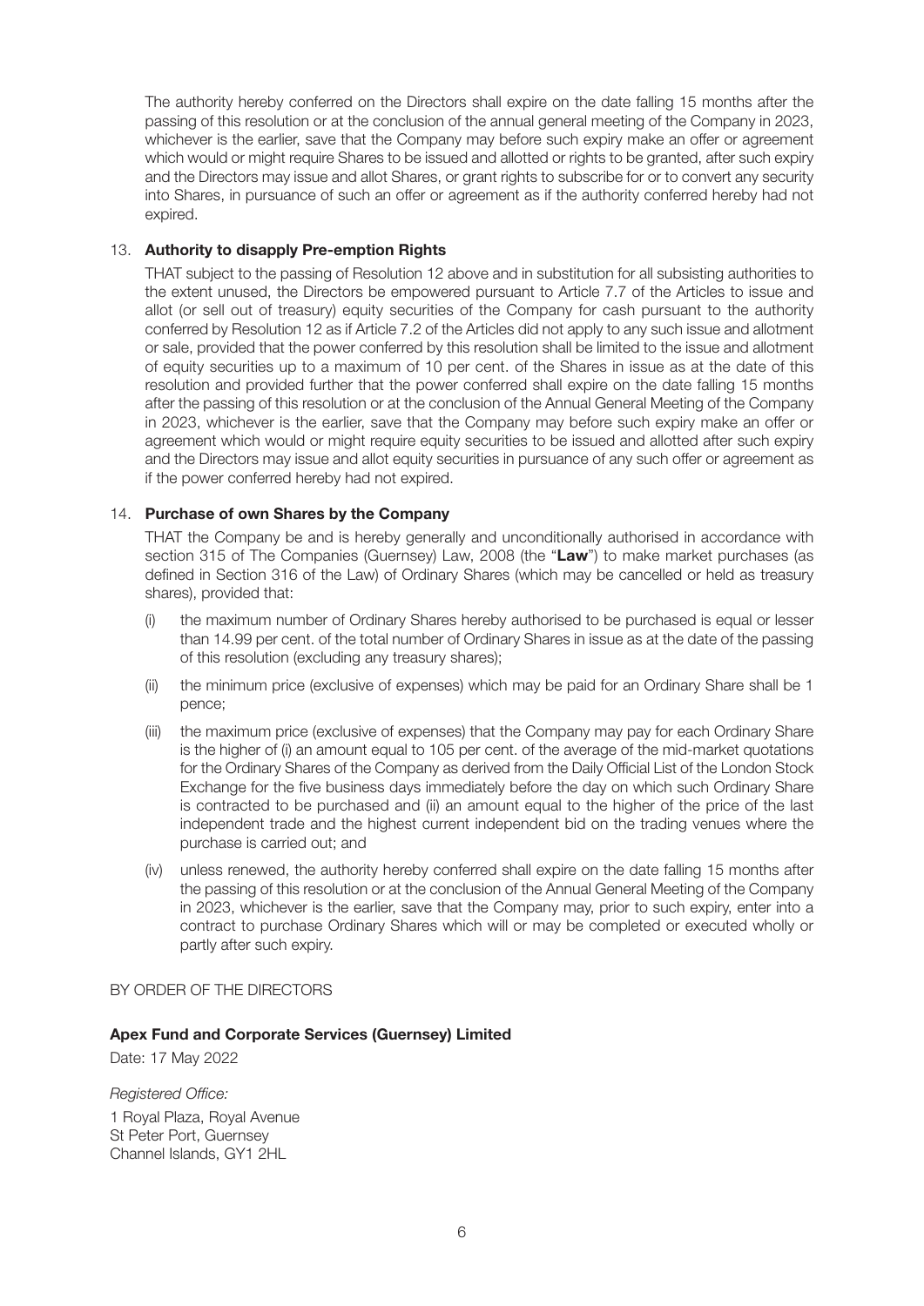The authority hereby conferred on the Directors shall expire on the date falling 15 months after the passing of this resolution or at the conclusion of the annual general meeting of the Company in 2023, whichever is the earlier, save that the Company may before such expiry make an offer or agreement which would or might require Shares to be issued and allotted or rights to be granted, after such expiry and the Directors may issue and allot Shares, or grant rights to subscribe for or to convert any security into Shares, in pursuance of such an offer or agreement as if the authority conferred hereby had not expired.

13. **Authority to disapply Pre-emption Rights**

THAT subject to the passing of Resolution 12 above and in substitution for all subsisting authorities to the extent unused, the Directors be empowered pursuant to Article 7.7 of the Articles to issue and allot (or sell out of treasury) equity securities of the Company for cash pursuant to the authority conferred by Resolution 12 as if Article 7.2 of the Articles did not apply to any such issue and allotment or sale, provided that the power conferred by this resolution shall be limited to the issue and allotment of equity securities up to a maximum of 10 per cent. of the Shares in issue as at the date of this resolution and provided further that the power conferred shall expire on the date falling 15 months after the passing of this resolution or at the conclusion of the Annual General Meeting of the Company in 2023, whichever is the earlier, save that the Company may before such expiry make an offer or agreement which would or might require equity securities to be issued and allotted after such expiry and the Directors may issue and allot equity securities in pursuance of any such offer or agreement as if the power conferred hereby had not expired.

14. **Purchase of own Shares by the Company**

THAT the Company be and is hereby generally and unconditionally authorised in accordance with section 315 of The Companies (Guernsey) Law, 2008 (the "**Law**") to make market purchases (as defined in Section 316 of the Law) of Ordinary Shares (which may be cancelled or held as treasury shares), provided that:

(i) the maximum number of Ordinary Shares hereby authorised to be purchased is equal or lesser than 14.99 per cent. of the total number of Ordinary Shares in issue as at the date of the passing of this resolution (excluding any treasury shares);

(ii) the minimum price (exclusive of expenses) which may be paid for an Ordinary Share shall be 1 pence;

(iii) the maximum price (exclusive of expenses) that the Company may pay for each Ordinary Share is the higher of (i) an amount equal to 105 per cent. of the average of the mid-market quotations for the Ordinary Shares of the Company as derived from the Daily Official List of the London Stock Exchange for the five business days immediately before the day on which such Ordinary Share is contracted to be purchased and (ii) an amount equal to the higher of the price of the last independent trade and the highest current independent bid on the trading venues where the purchase is carried out; and

(iv) unless renewed, the authority hereby conferred shall expire on the date falling 15 months after the passing of this resolution or at the conclusion of the Annual General Meeting of the Company in 2023, whichever is the earlier, save that the Company may, prior to such expiry, enter into a contract to purchase Ordinary Shares which will or may be completed or executed wholly or partly after such expiry.

BY ORDER OF THE DIRECTORS

**Apex Fund and Corporate Services (Guernsey) Limited**

Date: 17 May 2022

*Registered Office:*

1 Royal Plaza, Royal Avenue
St Peter Port, Guernsey
Channel Islands, GY1 2HL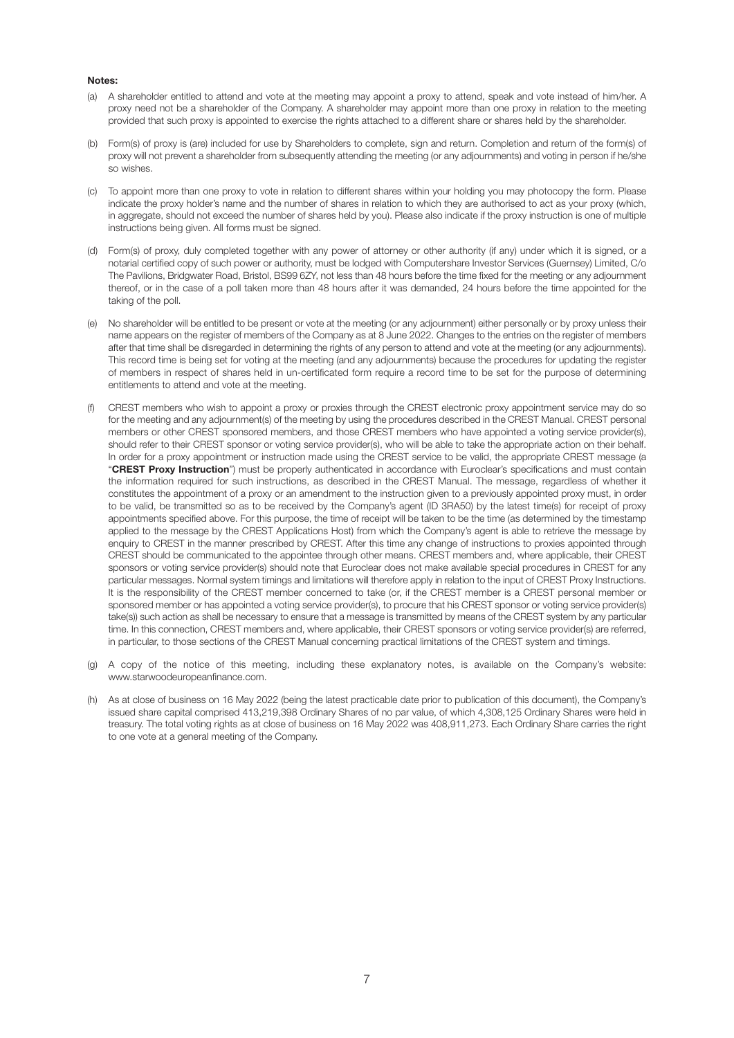**Notes:**

(a) A shareholder entitled to attend and vote at the meeting may appoint a proxy to attend, speak and vote instead of him/her. A proxy need not be a shareholder of the Company. A shareholder may appoint more than one proxy in relation to the meeting provided that such proxy is appointed to exercise the rights attached to a different share or shares held by the shareholder.

(b) Form(s) of proxy is (are) included for use by Shareholders to complete, sign and return. Completion and return of the form(s) of proxy will not prevent a shareholder from subsequently attending the meeting (or any adjournments) and voting in person if he/she so wishes.

(c) To appoint more than one proxy to vote in relation to different shares within your holding you may photocopy the form. Please indicate the proxy holder's name and the number of shares in relation to which they are authorised to act as your proxy (which, in aggregate, should not exceed the number of shares held by you). Please also indicate if the proxy instruction is one of multiple instructions being given. All forms must be signed.

(d) Form(s) of proxy, duly completed together with any power of attorney or other authority (if any) under which it is signed, or a notarial certified copy of such power or authority, must be lodged with Computershare Investor Services (Guernsey) Limited, C/o The Pavilions, Bridgwater Road, Bristol, BS99 6ZY, not less than 48 hours before the time fixed for the meeting or any adjournment thereof, or in the case of a poll taken more than 48 hours after it was demanded, 24 hours before the time appointed for the taking of the poll.

(e) No shareholder will be entitled to be present or vote at the meeting (or any adjournment) either personally or by proxy unless their name appears on the register of members of the Company as at 8 June 2022. Changes to the entries on the register of members after that time shall be disregarded in determining the rights of any person to attend and vote at the meeting (or any adjournments). This record time is being set for voting at the meeting (and any adjournments) because the procedures for updating the register of members in respect of shares held in un-certificated form require a record time to be set for the purpose of determining entitlements to attend and vote at the meeting.

(f) CREST members who wish to appoint a proxy or proxies through the CREST electronic proxy appointment service may do so for the meeting and any adjournment(s) of the meeting by using the procedures described in the CREST Manual. CREST personal members or other CREST sponsored members, and those CREST members who have appointed a voting service provider(s), should refer to their CREST sponsor or voting service provider(s), who will be able to take the appropriate action on their behalf. In order for a proxy appointment or instruction made using the CREST service to be valid, the appropriate CREST message (a "**CREST Proxy Instruction**") must be properly authenticated in accordance with Euroclear's specifications and must contain the information required for such instructions, as described in the CREST Manual. The message, regardless of whether it constitutes the appointment of a proxy or an amendment to the instruction given to a previously appointed proxy must, in order to be valid, be transmitted so as to be received by the Company's agent (ID 3RA50) by the latest time(s) for receipt of proxy appointments specified above. For this purpose, the time of receipt will be taken to be the time (as determined by the timestamp applied to the message by the CREST Applications Host) from which the Company's agent is able to retrieve the message by enquiry to CREST in the manner prescribed by CREST. After this time any change of instructions to proxies appointed through CREST should be communicated to the appointee through other means. CREST members and, where applicable, their CREST sponsors or voting service provider(s) should note that Euroclear does not make available special procedures in CREST for any particular messages. Normal system timings and limitations will therefore apply in relation to the input of CREST Proxy Instructions. It is the responsibility of the CREST member concerned to take (or, if the CREST member is a CREST personal member or sponsored member or has appointed a voting service provider(s), to procure that his CREST sponsor or voting service provider(s) take(s)) such action as shall be necessary to ensure that a message is transmitted by means of the CREST system by any particular time. In this connection, CREST members and, where applicable, their CREST sponsors or voting service provider(s) are referred, in particular, to those sections of the CREST Manual concerning practical limitations of the CREST system and timings.

(g) A copy of the notice of this meeting, including these explanatory notes, is available on the Company's website: www.starwoodeuropeanfinance.com.

(h) As at close of business on 16 May 2022 (being the latest practicable date prior to publication of this document), the Company's issued share capital comprised 413,219,398 Ordinary Shares of no par value, of which 4,308,125 Ordinary Shares were held in treasury. The total voting rights as at close of business on 16 May 2022 was 408,911,273. Each Ordinary Share carries the right to one vote at a general meeting of the Company.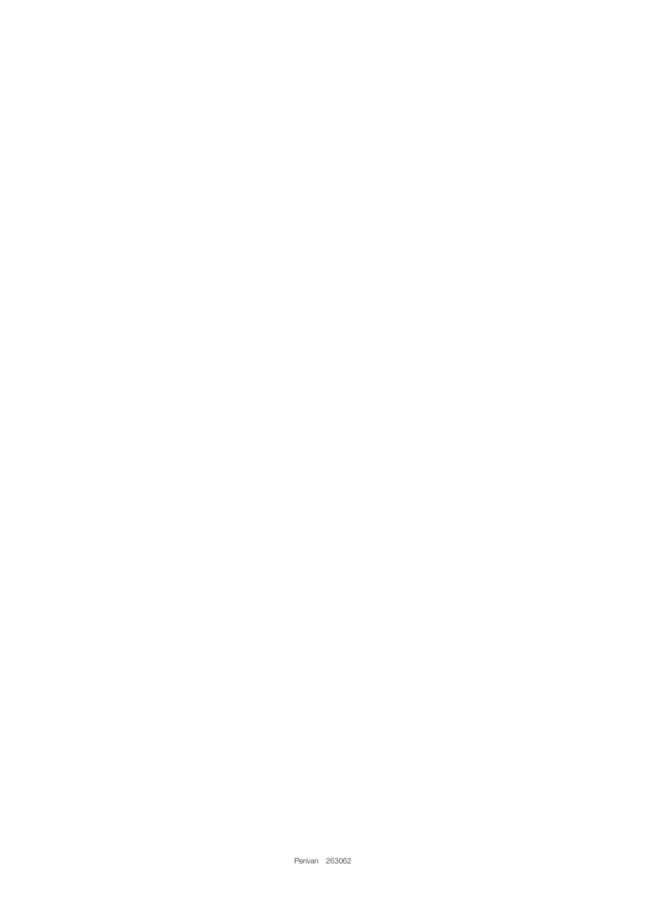Perivan 263062